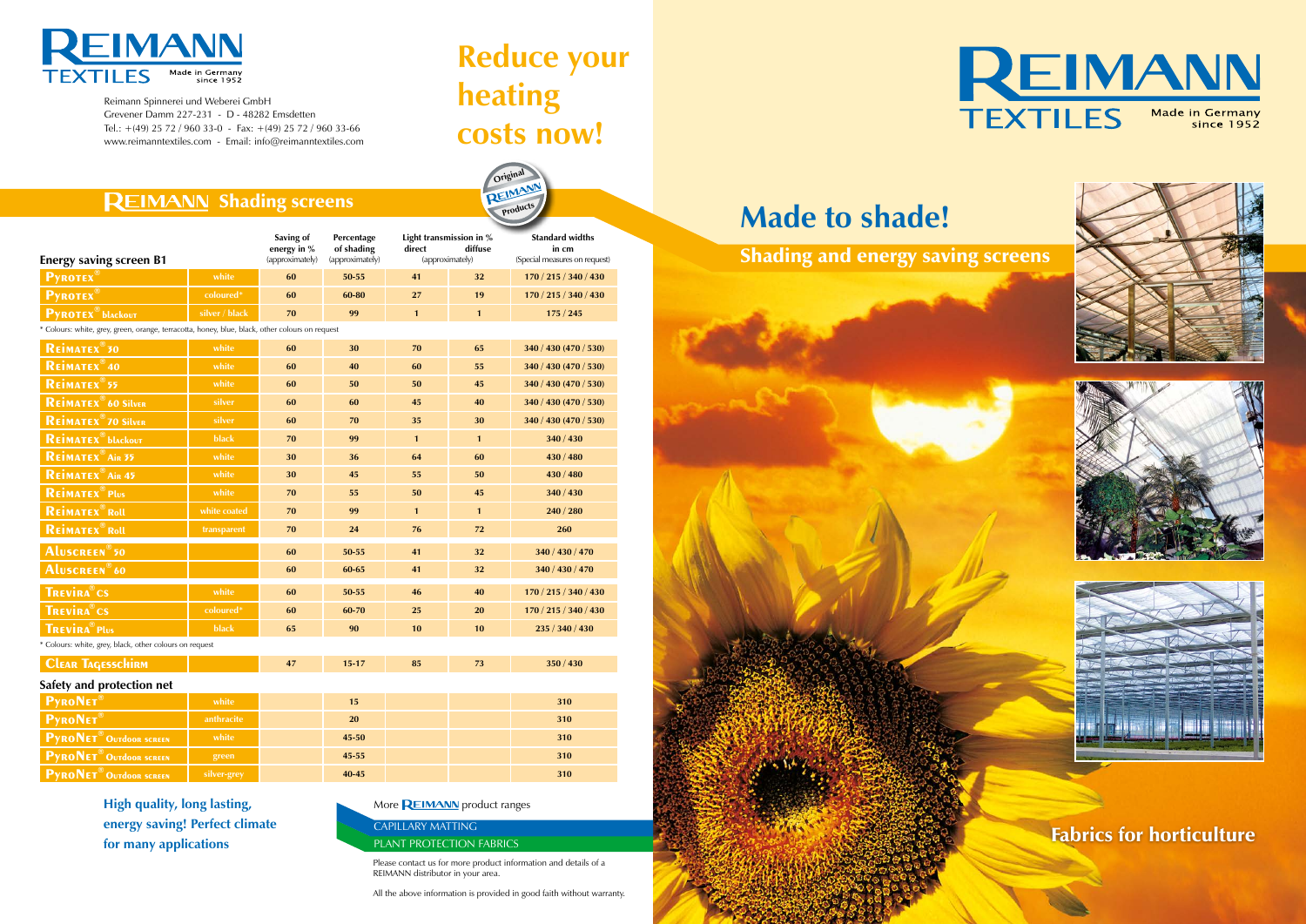REIMANN TEXTILES Made in Germany since 1952

Reimann Spinnerei und Weberei GmbH
Grevener Damm 227-231 - D - 48282 Emsdetten
Tel.: +(49) 25 72 / 960 33-0 - Fax: +(49) 25 72 / 960 33-66
www.reimanntextiles.com - Email: info@reimanntextiles.com

# Reduce your heating costs now!

Original REIMANN Products

## REIMANN Shading screens

| Energy saving screen B1 | | Saving of energy in % (approximately) | Percentage of shading (approximately) | Light transmission in % direct (approximately) | diffuse | Standard widths in cm (Special measures on request) |
|---|---|---|---|---|---|---|
| PYROTEX® | white | 60 | 50-55 | 41 | 32 | 170 / 215 / 340 / 430 |
| PYROTEX® | coloured* | 60 | 60-80 | 27 | 19 | 170 / 215 / 340 / 430 |
| PYROTEX® blackout | silver / black | 70 | 99 | 1 | 1 | 175 / 245 |

* Colours: white, grey, green, orange, terracotta, honey, blue, black, other colours on request

| | | Saving of energy in % | Percentage of shading | Light transmission direct | diffuse | Standard widths in cm |
|---|---|---|---|---|---|---|
| REIMATEX® 30 | white | 60 | 30 | 70 | 65 | 340 / 430 (470 / 530) |
| REIMATEX® 40 | white | 60 | 40 | 60 | 55 | 340 / 430 (470 / 530) |
| REIMATEX® 55 | white | 60 | 50 | 50 | 45 | 340 / 430 (470 / 530) |
| REIMATEX® 60 Silver | silver | 60 | 60 | 45 | 40 | 340 / 430 (470 / 530) |
| REIMATEX® 70 Silver | silver | 60 | 70 | 35 | 30 | 340 / 430 (470 / 530) |
| REIMATEX® blackout | black | 70 | 99 | 1 | 1 | 340 / 430 |
| REIMATEX® Air 35 | white | 30 | 36 | 64 | 60 | 430 / 480 |
| REIMATEX® Air 45 | white | 30 | 45 | 55 | 50 | 430 / 480 |
| REIMATEX® Plus | white | 70 | 55 | 50 | 45 | 340 / 430 |
| REIMATEX® Roll | white coated | 70 | 99 | 1 | 1 | 240 / 280 |
| REIMATEX® Roll | transparent | 70 | 24 | 76 | 72 | 260 |
| ALUSCREEN® 50 | | 60 | 50-55 | 41 | 32 | 340 / 430 / 470 |
| ALUSCREEN® 60 | | 60 | 60-65 | 41 | 32 | 340 / 430 / 470 |
| TREVIRA® CS | white | 60 | 50-55 | 46 | 40 | 170 / 215 / 340 / 430 |
| TREVIRA® CS | coloured* | 60 | 60-70 | 25 | 20 | 170 / 215 / 340 / 430 |
| TREVIRA® Plus | black | 65 | 90 | 10 | 10 | 235 / 340 / 430 |

* Colours: white, grey, black, other colours on request

| | | Saving of energy in % | Percentage of shading | Light transmission direct | diffuse | Standard widths in cm |
|---|---|---|---|---|---|---|
| CLEAR TAGESSCHIRM | | 47 | 15-17 | 85 | 73 | 350 / 430 |

**Safety and protection net**

| | | Saving of energy in % | Percentage of shading | Light transmission direct | diffuse | Standard widths in cm |
|---|---|---|---|---|---|---|
| PYRONET® | white | | 15 | | | 310 |
| PYRONET® | anthracite | | 20 | | | 310 |
| PYRONET® Outdoor screen | white | | 45-50 | | | 310 |
| PYRONET® Outdoor screen | green | | 45-55 | | | 310 |
| PYRONET® Outdoor screen | silver-grey | | 40-45 | | | 310 |

**High quality, long lasting, energy saving! Perfect climate for many applications**

More REIMANN product ranges

CAPILLARY MATTING

PLANT PROTECTION FABRICS

Please contact us for more product information and details of a REIMANN distributor in your area.

All the above information is provided in good faith without warranty.

REIMANN TEXTILES Made in Germany since 1952

# Made to shade!

## Shading and energy saving screens

## Fabrics for horticulture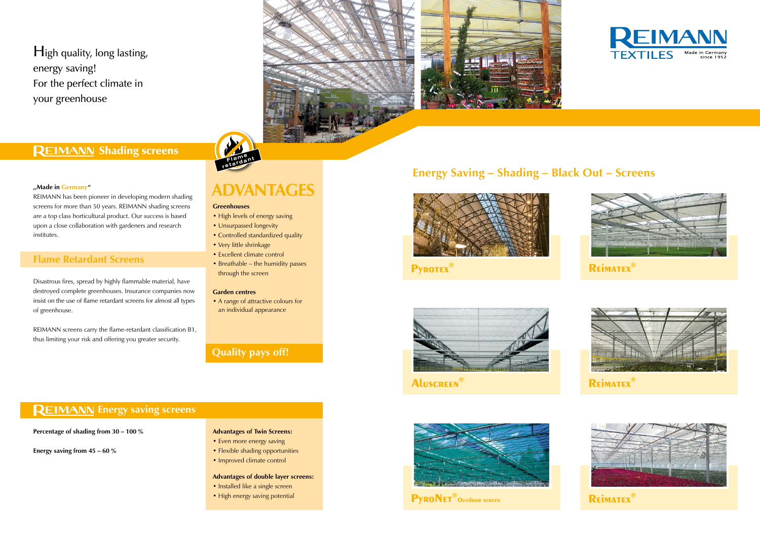High quality, long lasting, energy saving!
For the perfect climate in your greenhouse

REIMANN TEXTILES
Made in Germany since 1952

## REIMANN Shading screens

**„Made in Germany"**
REIMANN has been pioneer in developing modern shading screens for more than 50 years. REIMANN shading screens are a top class horticultural product. Our success is based upon a close collaboration with gardeners and research institutes.

### Flame Retardant Screens

Disastrous fires, spread by highly flammable material, have destroyed complete greenhouses. Insurance companies now insist on the use of flame retardant screens for almost all types of greenhouse.

REIMANN screens carry the flame-retardant classification B1, thus limiting your risk and offering you greater security.

Flame retardant

## ADVANTAGES

**Greenhouses**

- High levels of energy saving
- Unsurpassed longevity
- Controlled standardized quality
- Very little shrinkage
- Excellent climate control
- Breathable – the humidity passes through the screen

**Garden centres**

- A range of attractive colours for an individual appearance

### Quality pays off!

## REIMANN Energy saving screens

**Percentage of shading from 30 – 100 %**

**Energy saving from 45 – 60 %**

**Advantages of Twin Screens:**

- Even more energy saving
- Flexible shading opportunities
- Improved climate control

**Advantages of double layer screens:**

- Installed like a single screen
- High energy saving potential

## Energy Saving – Shading – Black Out – Screens

PYROTEX®

REIMATEX®

ALUSCREEN®

REIMATEX®

PYRONET® OUTDOOR SCREEN

REIMATEX®